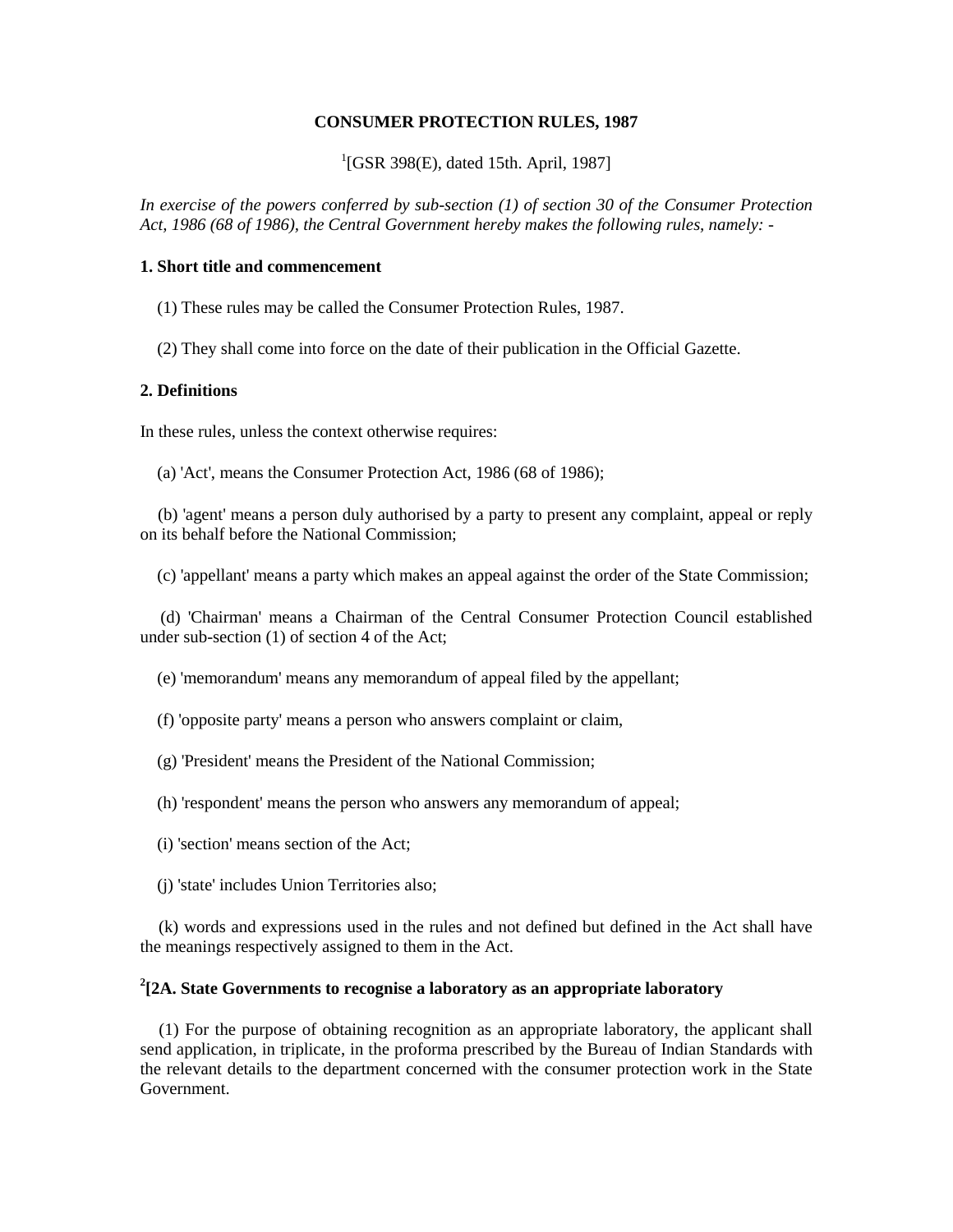# CONSUMER PROTECTION RULES, 1987

[1][GSR 398(E), dated 15th. April, 1987]

*In exercise of the powers conferred by sub-section (1) of section 30 of the Consumer Protection Act, 1986 (68 of 1986), the Central Government hereby makes the following rules, namely: -*

### 1. Short title and commencement

(1) These rules may be called the Consumer Protection Rules, 1987.

(2) They shall come into force on the date of their publication in the Official Gazette.

### 2. Definitions

In these rules, unless the context otherwise requires:

(a) 'Act', means the Consumer Protection Act, 1986 (68 of 1986);

(b) 'agent' means a person duly authorised by a party to present any complaint, appeal or reply on its behalf before the National Commission;

(c) 'appellant' means a party which makes an appeal against the order of the State Commission;

(d) 'Chairman' means a Chairman of the Central Consumer Protection Council established under sub-section (1) of section 4 of the Act;

(e) 'memorandum' means any memorandum of appeal filed by the appellant;

(f) 'opposite party' means a person who answers complaint or claim,

(g) 'President' means the President of the National Commission;

(h) 'respondent' means the person who answers any memorandum of appeal;

(i) 'section' means section of the Act;

(j) 'state' includes Union Territories also;

(k) words and expressions used in the rules and not defined but defined in the Act shall have the meanings respectively assigned to them in the Act.

### [2][2A. State Governments to recognise a laboratory as an appropriate laboratory

(1) For the purpose of obtaining recognition as an appropriate laboratory, the applicant shall send application, in triplicate, in the proforma prescribed by the Bureau of Indian Standards with the relevant details to the department concerned with the consumer protection work in the State Government.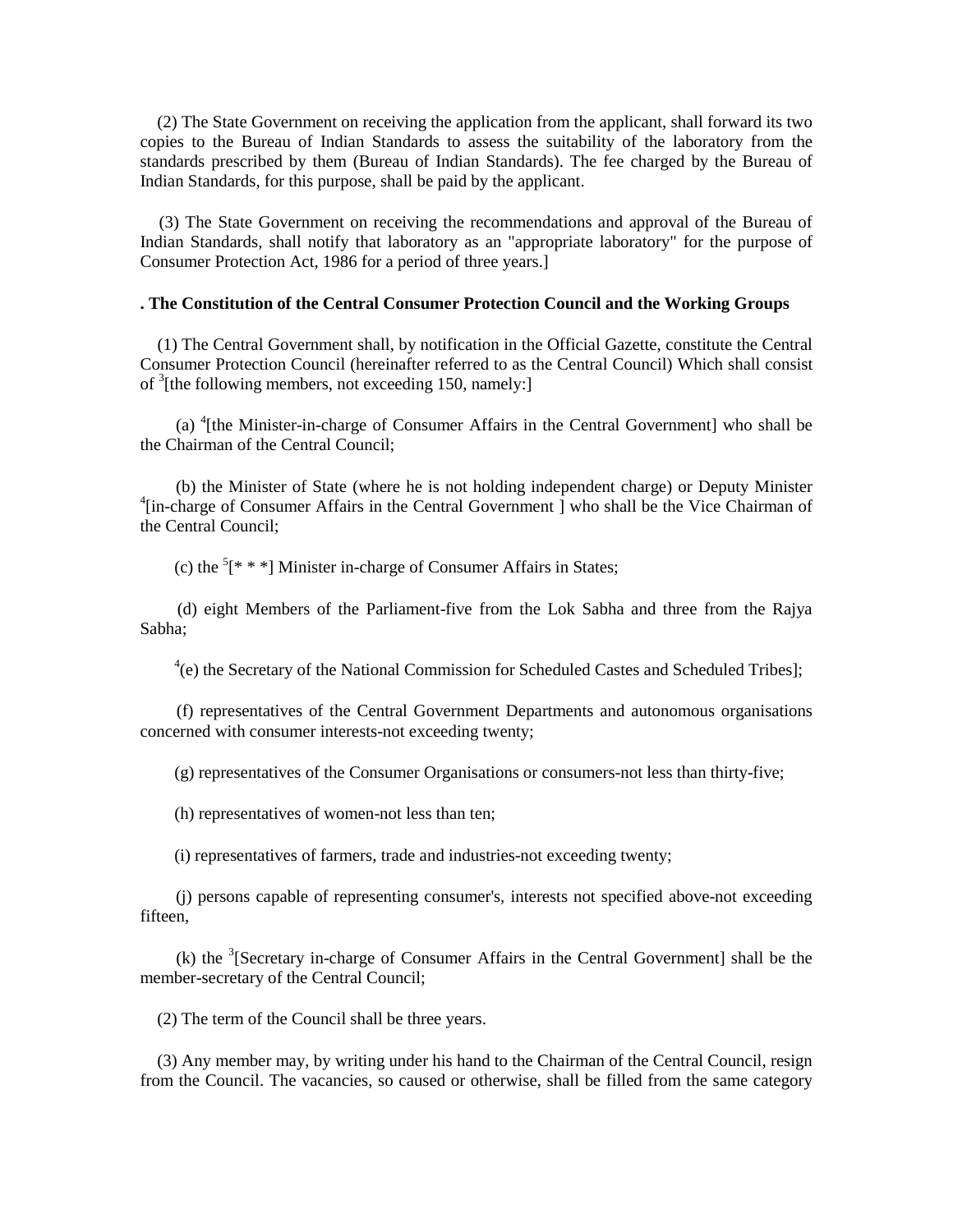(2) The State Government on receiving the application from the applicant, shall forward its two copies to the Bureau of Indian Standards to assess the suitability of the laboratory from the standards prescribed by them (Bureau of Indian Standards). The fee charged by the Bureau of Indian Standards, for this purpose, shall be paid by the applicant.

(3) The State Government on receiving the recommendations and approval of the Bureau of Indian Standards, shall notify that laboratory as an "appropriate laboratory" for the purpose of Consumer Protection Act, 1986 for a period of three years.]

**. The Constitution of the Central Consumer Protection Council and the Working Groups**

(1) The Central Government shall, by notification in the Official Gazette, constitute the Central Consumer Protection Council (hereinafter referred to as the Central Council) Which shall consist of [3][the following members, not exceeding 150, namely:]

(a) [4][the Minister-in-charge of Consumer Affairs in the Central Government] who shall be the Chairman of the Central Council;

(b) the Minister of State (where he is not holding independent charge) or Deputy Minister [4][in-charge of Consumer Affairs in the Central Government ] who shall be the Vice Chairman of the Central Council;

(c) the [5][* * *] Minister in-charge of Consumer Affairs in States;

(d) eight Members of the Parliament-five from the Lok Sabha and three from the Rajya Sabha;

[4](e) the Secretary of the National Commission for Scheduled Castes and Scheduled Tribes];

(f) representatives of the Central Government Departments and autonomous organisations concerned with consumer interests-not exceeding twenty;

(g) representatives of the Consumer Organisations or consumers-not less than thirty-five;

(h) representatives of women-not less than ten;

(i) representatives of farmers, trade and industries-not exceeding twenty;

(j) persons capable of representing consumer's, interests not specified above-not exceeding fifteen,

(k) the [3][Secretary in-charge of Consumer Affairs in the Central Government] shall be the member-secretary of the Central Council;

(2) The term of the Council shall be three years.

(3) Any member may, by writing under his hand to the Chairman of the Central Council, resign from the Council. The vacancies, so caused or otherwise, shall be filled from the same category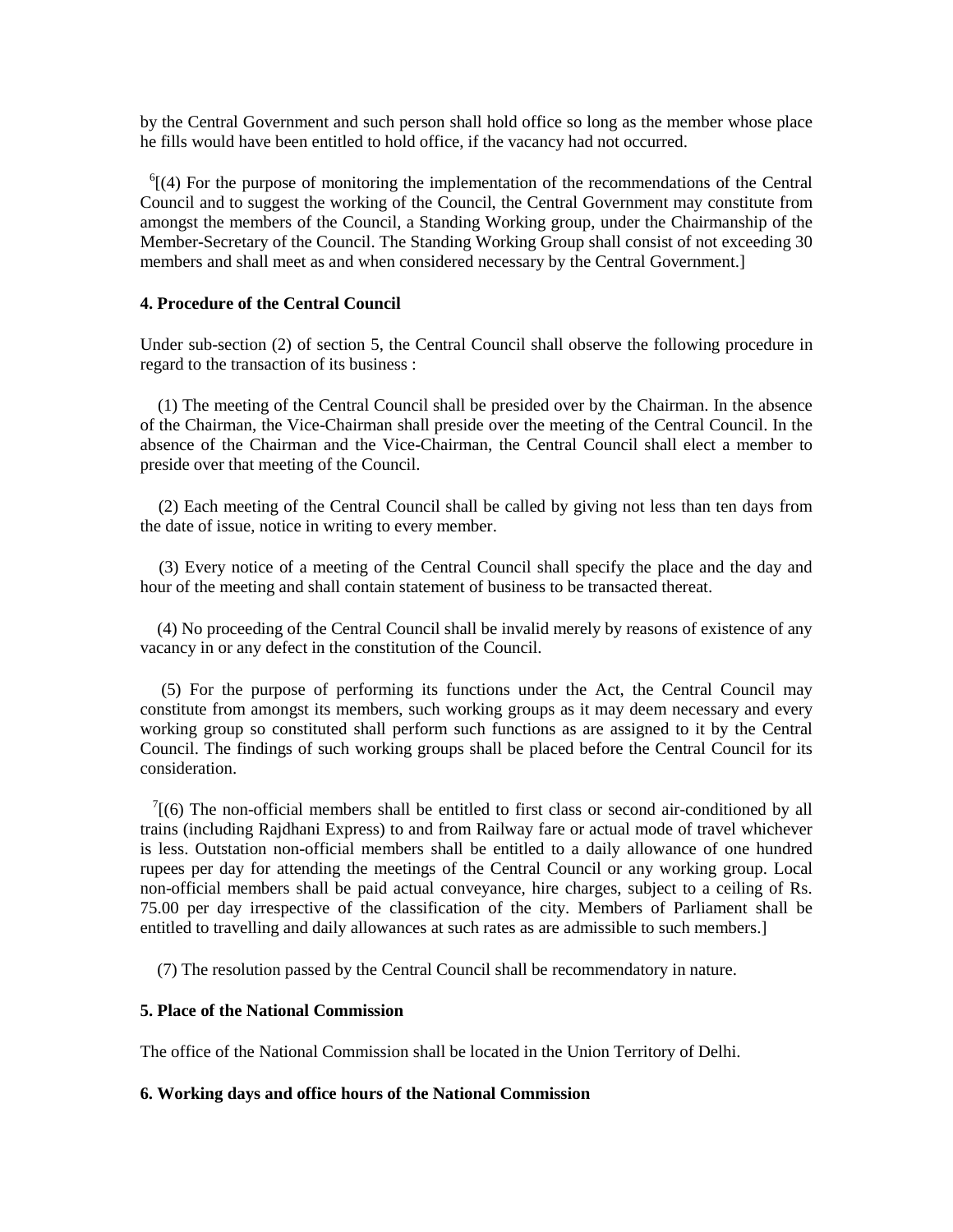by the Central Government and such person shall hold office so long as the member whose place he fills would have been entitled to hold office, if the vacancy had not occurred.

[6][(4) For the purpose of monitoring the implementation of the recommendations of the Central Council and to suggest the working of the Council, the Central Government may constitute from amongst the members of the Council, a Standing Working group, under the Chairmanship of the Member-Secretary of the Council. The Standing Working Group shall consist of not exceeding 30 members and shall meet as and when considered necessary by the Central Government.]

**4. Procedure of the Central Council**

Under sub-section (2) of section 5, the Central Council shall observe the following procedure in regard to the transaction of its business :

(1) The meeting of the Central Council shall be presided over by the Chairman. In the absence of the Chairman, the Vice-Chairman shall preside over the meeting of the Central Council. In the absence of the Chairman and the Vice-Chairman, the Central Council shall elect a member to preside over that meeting of the Council.

(2) Each meeting of the Central Council shall be called by giving not less than ten days from the date of issue, notice in writing to every member.

(3) Every notice of a meeting of the Central Council shall specify the place and the day and hour of the meeting and shall contain statement of business to be transacted thereat.

(4) No proceeding of the Central Council shall be invalid merely by reasons of existence of any vacancy in or any defect in the constitution of the Council.

(5) For the purpose of performing its functions under the Act, the Central Council may constitute from amongst its members, such working groups as it may deem necessary and every working group so constituted shall perform such functions as are assigned to it by the Central Council. The findings of such working groups shall be placed before the Central Council for its consideration.

[7][(6) The non-official members shall be entitled to first class or second air-conditioned by all trains (including Rajdhani Express) to and from Railway fare or actual mode of travel whichever is less. Outstation non-official members shall be entitled to a daily allowance of one hundred rupees per day for attending the meetings of the Central Council or any working group. Local non-official members shall be paid actual conveyance, hire charges, subject to a ceiling of Rs. 75.00 per day irrespective of the classification of the city. Members of Parliament shall be entitled to travelling and daily allowances at such rates as are admissible to such members.]

(7) The resolution passed by the Central Council shall be recommendatory in nature.

**5. Place of the National Commission**

The office of the National Commission shall be located in the Union Territory of Delhi.

**6. Working days and office hours of the National Commission**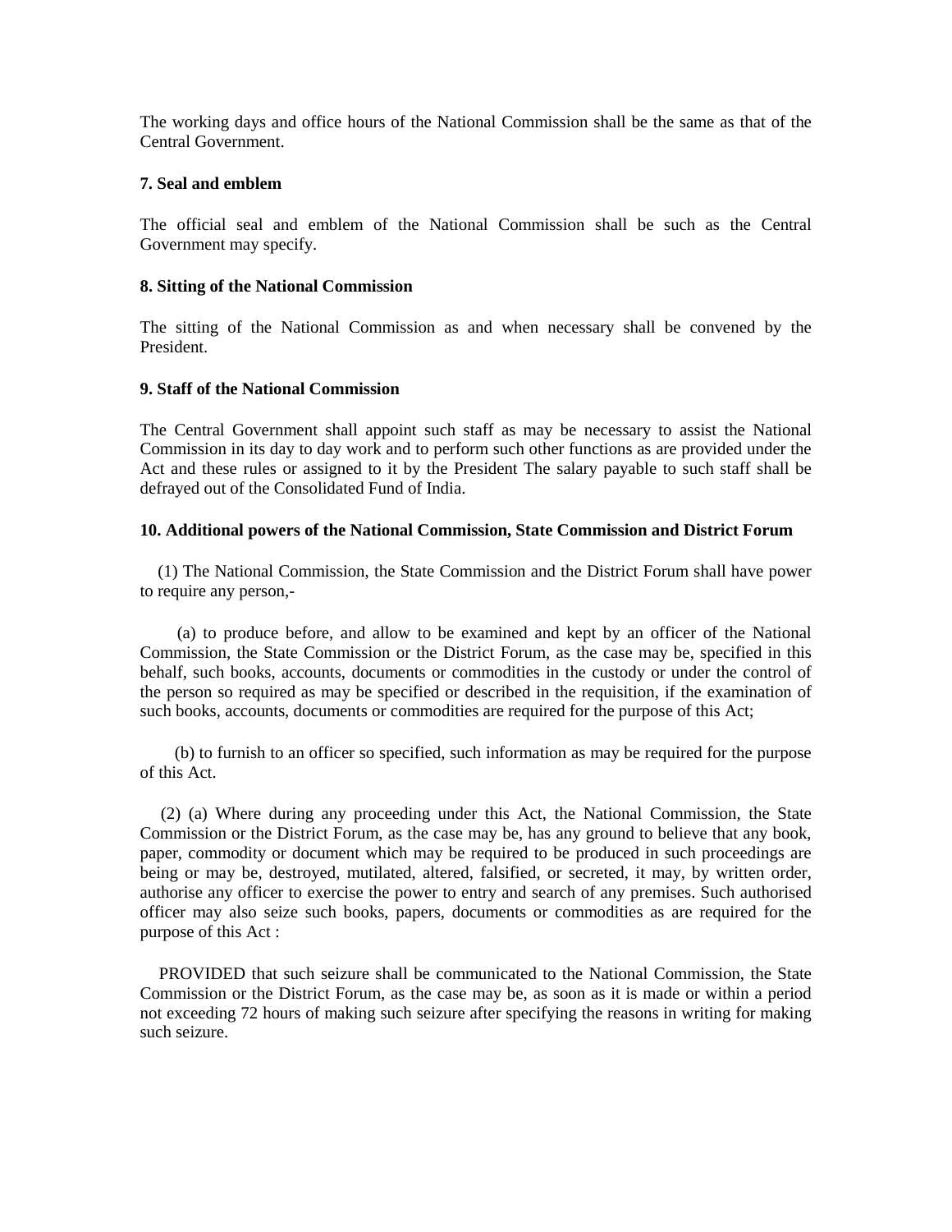The working days and office hours of the National Commission shall be the same as that of the Central Government.

**7. Seal and emblem**

The official seal and emblem of the National Commission shall be such as the Central Government may specify.

**8. Sitting of the National Commission**

The sitting of the National Commission as and when necessary shall be convened by the President.

**9. Staff of the National Commission**

The Central Government shall appoint such staff as may be necessary to assist the National Commission in its day to day work and to perform such other functions as are provided under the Act and these rules or assigned to it by the President The salary payable to such staff shall be defrayed out of the Consolidated Fund of India.

**10. Additional powers of the National Commission, State Commission and District Forum**

(1) The National Commission, the State Commission and the District Forum shall have power to require any person,-

(a) to produce before, and allow to be examined and kept by an officer of the National Commission, the State Commission or the District Forum, as the case may be, specified in this behalf, such books, accounts, documents or commodities in the custody or under the control of the person so required as may be specified or described in the requisition, if the examination of such books, accounts, documents or commodities are required for the purpose of this Act;

(b) to furnish to an officer so specified, such information as may be required for the purpose of this Act.

(2) (a) Where during any proceeding under this Act, the National Commission, the State Commission or the District Forum, as the case may be, has any ground to believe that any book, paper, commodity or document which may be required to be produced in such proceedings are being or may be, destroyed, mutilated, altered, falsified, or secreted, it may, by written order, authorise any officer to exercise the power to entry and search of any premises. Such authorised officer may also seize such books, papers, documents or commodities as are required for the purpose of this Act :

PROVIDED that such seizure shall be communicated to the National Commission, the State Commission or the District Forum, as the case may be, as soon as it is made or within a period not exceeding 72 hours of making such seizure after specifying the reasons in writing for making such seizure.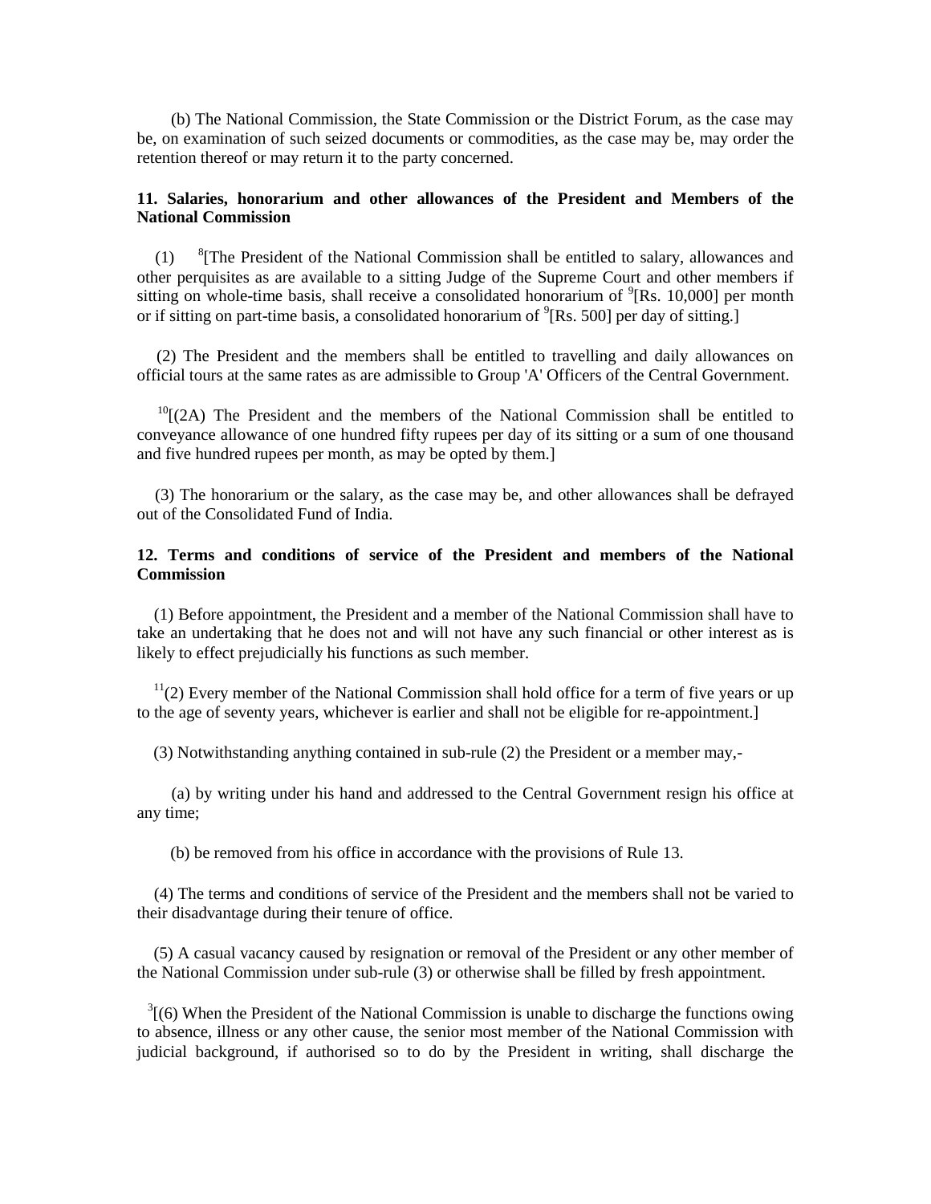(b) The National Commission, the State Commission or the District Forum, as the case may be, on examination of such seized documents or commodities, as the case may be, may order the retention thereof or may return it to the party concerned.

**11. Salaries, honorarium and other allowances of the President and Members of the National Commission**

(1) [8][The President of the National Commission shall be entitled to salary, allowances and other perquisites as are available to a sitting Judge of the Supreme Court and other members if sitting on whole-time basis, shall receive a consolidated honorarium of [9][Rs. 10,000] per month or if sitting on part-time basis, a consolidated honorarium of [9][Rs. 500] per day of sitting.]

(2) The President and the members shall be entitled to travelling and daily allowances on official tours at the same rates as are admissible to Group 'A' Officers of the Central Government.

[10][(2A) The President and the members of the National Commission shall be entitled to conveyance allowance of one hundred fifty rupees per day of its sitting or a sum of one thousand and five hundred rupees per month, as may be opted by them.]

(3) The honorarium or the salary, as the case may be, and other allowances shall be defrayed out of the Consolidated Fund of India.

**12. Terms and conditions of service of the President and members of the National Commission**

(1) Before appointment, the President and a member of the National Commission shall have to take an undertaking that he does not and will not have any such financial or other interest as is likely to effect prejudicially his functions as such member.

[11](2) Every member of the National Commission shall hold office for a term of five years or up to the age of seventy years, whichever is earlier and shall not be eligible for re-appointment.]

(3) Notwithstanding anything contained in sub-rule (2) the President or a member may,-

(a) by writing under his hand and addressed to the Central Government resign his office at any time;

(b) be removed from his office in accordance with the provisions of Rule 13.

(4) The terms and conditions of service of the President and the members shall not be varied to their disadvantage during their tenure of office.

(5) A casual vacancy caused by resignation or removal of the President or any other member of the National Commission under sub-rule (3) or otherwise shall be filled by fresh appointment.

[3][(6) When the President of the National Commission is unable to discharge the functions owing to absence, illness or any other cause, the senior most member of the National Commission with judicial background, if authorised so to do by the President in writing, shall discharge the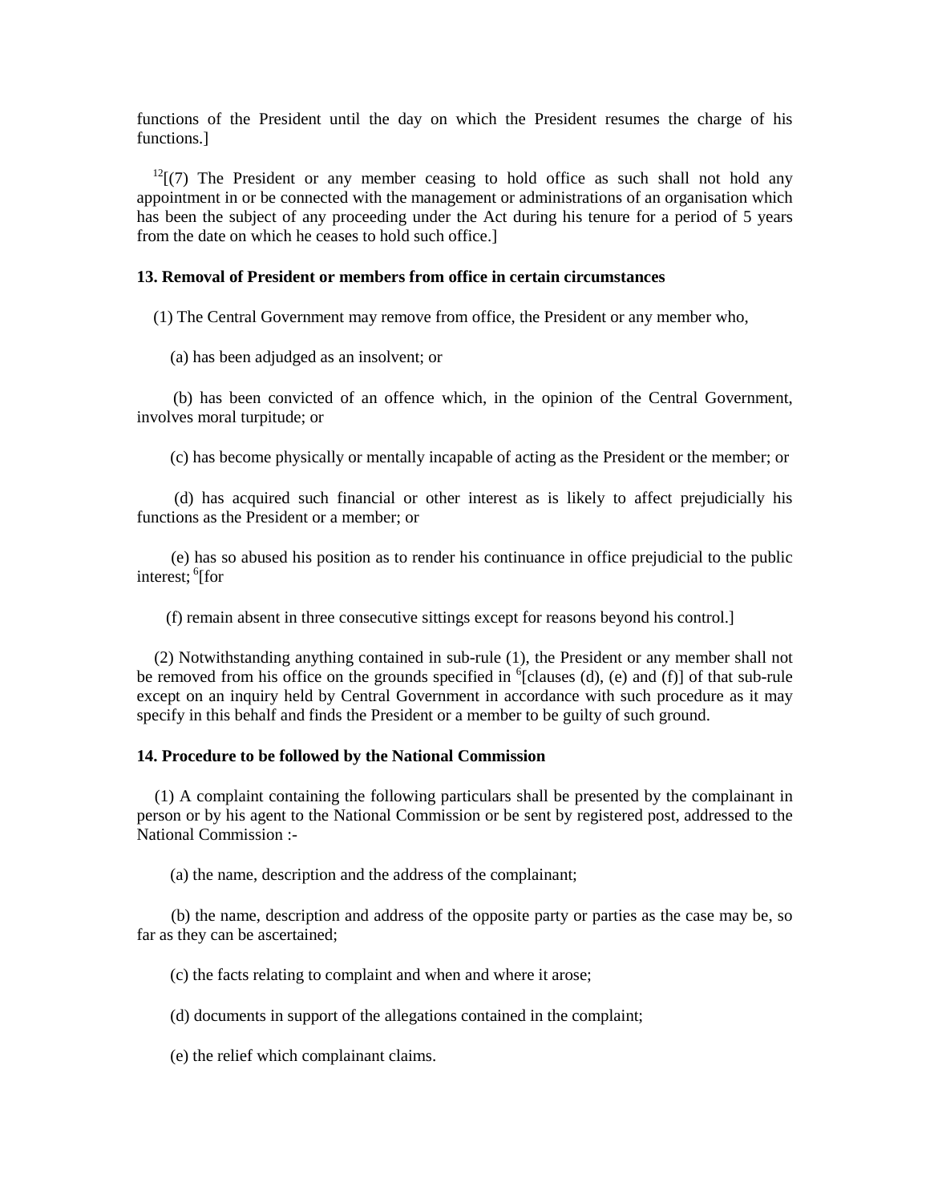functions of the President until the day on which the President resumes the charge of his functions.]

[12][(7) The President or any member ceasing to hold office as such shall not hold any appointment in or be connected with the management or administrations of an organisation which has been the subject of any proceeding under the Act during his tenure for a period of 5 years from the date on which he ceases to hold such office.]

**13. Removal of President or members from office in certain circumstances**

(1) The Central Government may remove from office, the President or any member who,

(a) has been adjudged as an insolvent; or

(b) has been convicted of an offence which, in the opinion of the Central Government, involves moral turpitude; or

(c) has become physically or mentally incapable of acting as the President or the member; or

(d) has acquired such financial or other interest as is likely to affect prejudicially his functions as the President or a member; or

(e) has so abused his position as to render his continuance in office prejudicial to the public interest; [6][for

(f) remain absent in three consecutive sittings except for reasons beyond his control.]

(2) Notwithstanding anything contained in sub-rule (1), the President or any member shall not be removed from his office on the grounds specified in [6][clauses (d), (e) and (f)] of that sub-rule except on an inquiry held by Central Government in accordance with such procedure as it may specify in this behalf and finds the President or a member to be guilty of such ground.

**14. Procedure to be followed by the National Commission**

(1) A complaint containing the following particulars shall be presented by the complainant in person or by his agent to the National Commission or be sent by registered post, addressed to the National Commission :-

(a) the name, description and the address of the complainant;

(b) the name, description and address of the opposite party or parties as the case may be, so far as they can be ascertained;

(c) the facts relating to complaint and when and where it arose;

(d) documents in support of the allegations contained in the complaint;

(e) the relief which complainant claims.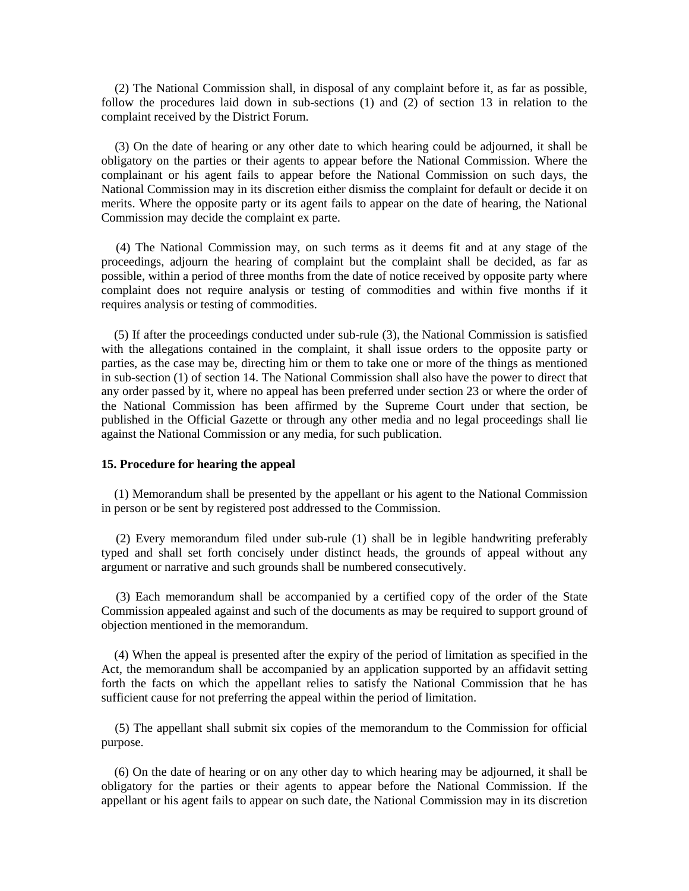(2) The National Commission shall, in disposal of any complaint before it, as far as possible, follow the procedures laid down in sub-sections (1) and (2) of section 13 in relation to the complaint received by the District Forum.

(3) On the date of hearing or any other date to which hearing could be adjourned, it shall be obligatory on the parties or their agents to appear before the National Commission. Where the complainant or his agent fails to appear before the National Commission on such days, the National Commission may in its discretion either dismiss the complaint for default or decide it on merits. Where the opposite party or its agent fails to appear on the date of hearing, the National Commission may decide the complaint ex parte.

(4) The National Commission may, on such terms as it deems fit and at any stage of the proceedings, adjourn the hearing of complaint but the complaint shall be decided, as far as possible, within a period of three months from the date of notice received by opposite party where complaint does not require analysis or testing of commodities and within five months if it requires analysis or testing of commodities.

(5) If after the proceedings conducted under sub-rule (3), the National Commission is satisfied with the allegations contained in the complaint, it shall issue orders to the opposite party or parties, as the case may be, directing him or them to take one or more of the things as mentioned in sub-section (1) of section 14. The National Commission shall also have the power to direct that any order passed by it, where no appeal has been preferred under section 23 or where the order of the National Commission has been affirmed by the Supreme Court under that section, be published in the Official Gazette or through any other media and no legal proceedings shall lie against the National Commission or any media, for such publication.

**15. Procedure for hearing the appeal**

(1) Memorandum shall be presented by the appellant or his agent to the National Commission in person or be sent by registered post addressed to the Commission.

(2) Every memorandum filed under sub-rule (1) shall be in legible handwriting preferably typed and shall set forth concisely under distinct heads, the grounds of appeal without any argument or narrative and such grounds shall be numbered consecutively.

(3) Each memorandum shall be accompanied by a certified copy of the order of the State Commission appealed against and such of the documents as may be required to support ground of objection mentioned in the memorandum.

(4) When the appeal is presented after the expiry of the period of limitation as specified in the Act, the memorandum shall be accompanied by an application supported by an affidavit setting forth the facts on which the appellant relies to satisfy the National Commission that he has sufficient cause for not preferring the appeal within the period of limitation.

(5) The appellant shall submit six copies of the memorandum to the Commission for official purpose.

(6) On the date of hearing or on any other day to which hearing may be adjourned, it shall be obligatory for the parties or their agents to appear before the National Commission. If the appellant or his agent fails to appear on such date, the National Commission may in its discretion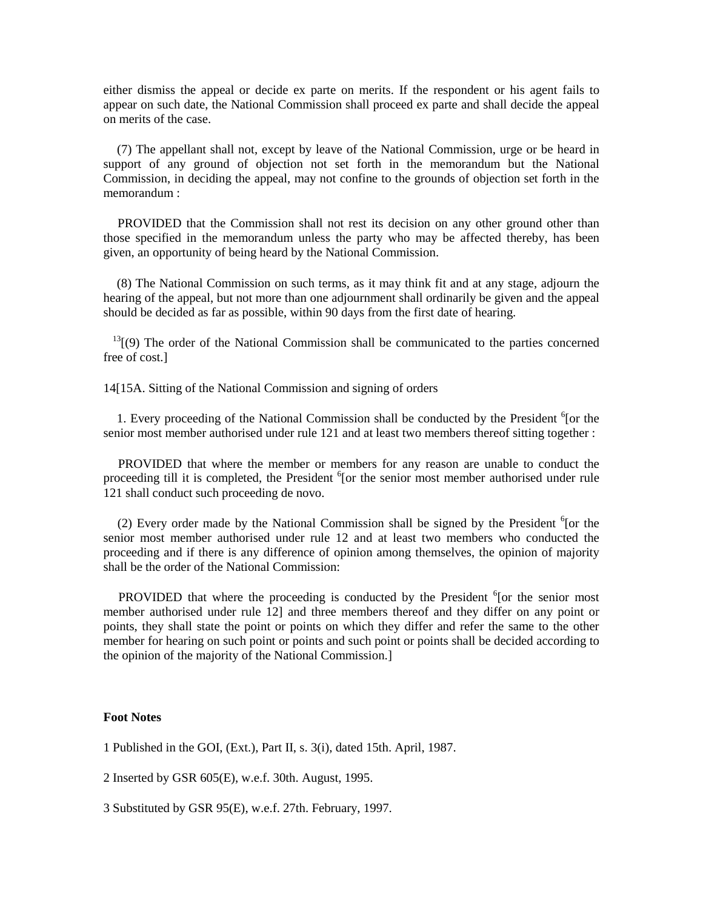either dismiss the appeal or decide ex parte on merits. If the respondent or his agent fails to appear on such date, the National Commission shall proceed ex parte and shall decide the appeal on merits of the case.

(7) The appellant shall not, except by leave of the National Commission, urge or be heard in support of any ground of objection not set forth in the memorandum but the National Commission, in deciding the appeal, may not confine to the grounds of objection set forth in the memorandum :

PROVIDED that the Commission shall not rest its decision on any other ground other than those specified in the memorandum unless the party who may be affected thereby, has been given, an opportunity of being heard by the National Commission.

(8) The National Commission on such terms, as it may think fit and at any stage, adjourn the hearing of the appeal, but not more than one adjournment shall ordinarily be given and the appeal should be decided as far as possible, within 90 days from the first date of hearing.

[13][(9) The order of the National Commission shall be communicated to the parties concerned free of cost.]

14[15A. Sitting of the National Commission and signing of orders

1. Every proceeding of the National Commission shall be conducted by the President [6][or the senior most member authorised under rule 121 and at least two members thereof sitting together :

PROVIDED that where the member or members for any reason are unable to conduct the proceeding till it is completed, the President [6][or the senior most member authorised under rule 121 shall conduct such proceeding de novo.

(2) Every order made by the National Commission shall be signed by the President [6][or the senior most member authorised under rule 12 and at least two members who conducted the proceeding and if there is any difference of opinion among themselves, the opinion of majority shall be the order of the National Commission:

PROVIDED that where the proceeding is conducted by the President [6][or the senior most member authorised under rule 12] and three members thereof and they differ on any point or points, they shall state the point or points on which they differ and refer the same to the other member for hearing on such point or points and such point or points shall be decided according to the opinion of the majority of the National Commission.]

**Foot Notes**

1 Published in the GOI, (Ext.), Part II, s. 3(i), dated 15th. April, 1987.

2 Inserted by GSR 605(E), w.e.f. 30th. August, 1995.

3 Substituted by GSR 95(E), w.e.f. 27th. February, 1997.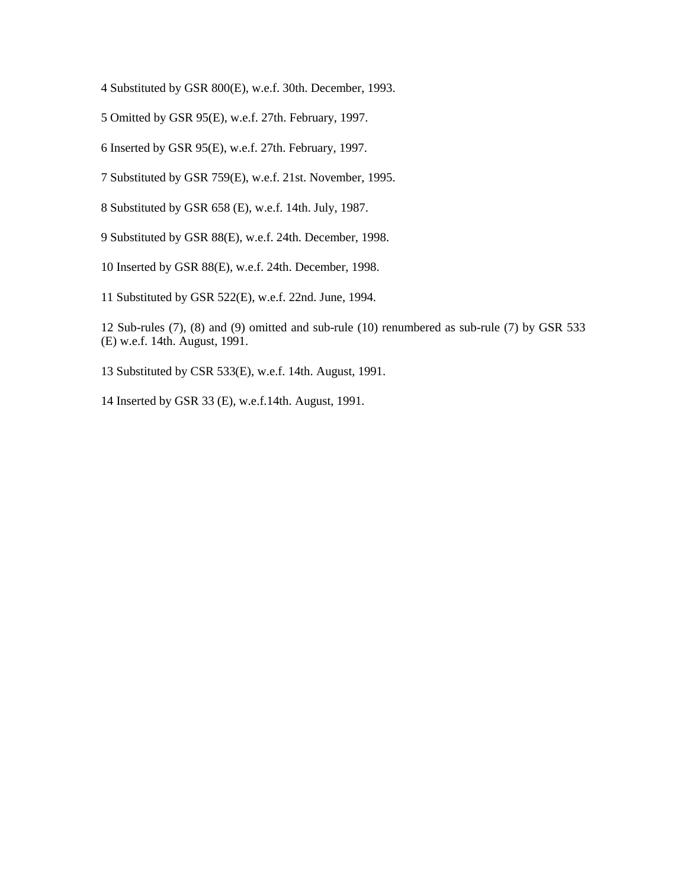4 Substituted by GSR 800(E), w.e.f. 30th. December, 1993.

5 Omitted by GSR 95(E), w.e.f. 27th. February, 1997.

6 Inserted by GSR 95(E), w.e.f. 27th. February, 1997.

7 Substituted by GSR 759(E), w.e.f. 21st. November, 1995.

8 Substituted by GSR 658 (E), w.e.f. 14th. July, 1987.

9 Substituted by GSR 88(E), w.e.f. 24th. December, 1998.

10 Inserted by GSR 88(E), w.e.f. 24th. December, 1998.

11 Substituted by GSR 522(E), w.e.f. 22nd. June, 1994.

12 Sub-rules (7), (8) and (9) omitted and sub-rule (10) renumbered as sub-rule (7) by GSR 533 (E) w.e.f. 14th. August, 1991.

13 Substituted by CSR 533(E), w.e.f. 14th. August, 1991.

14 Inserted by GSR 33 (E), w.e.f.14th. August, 1991.